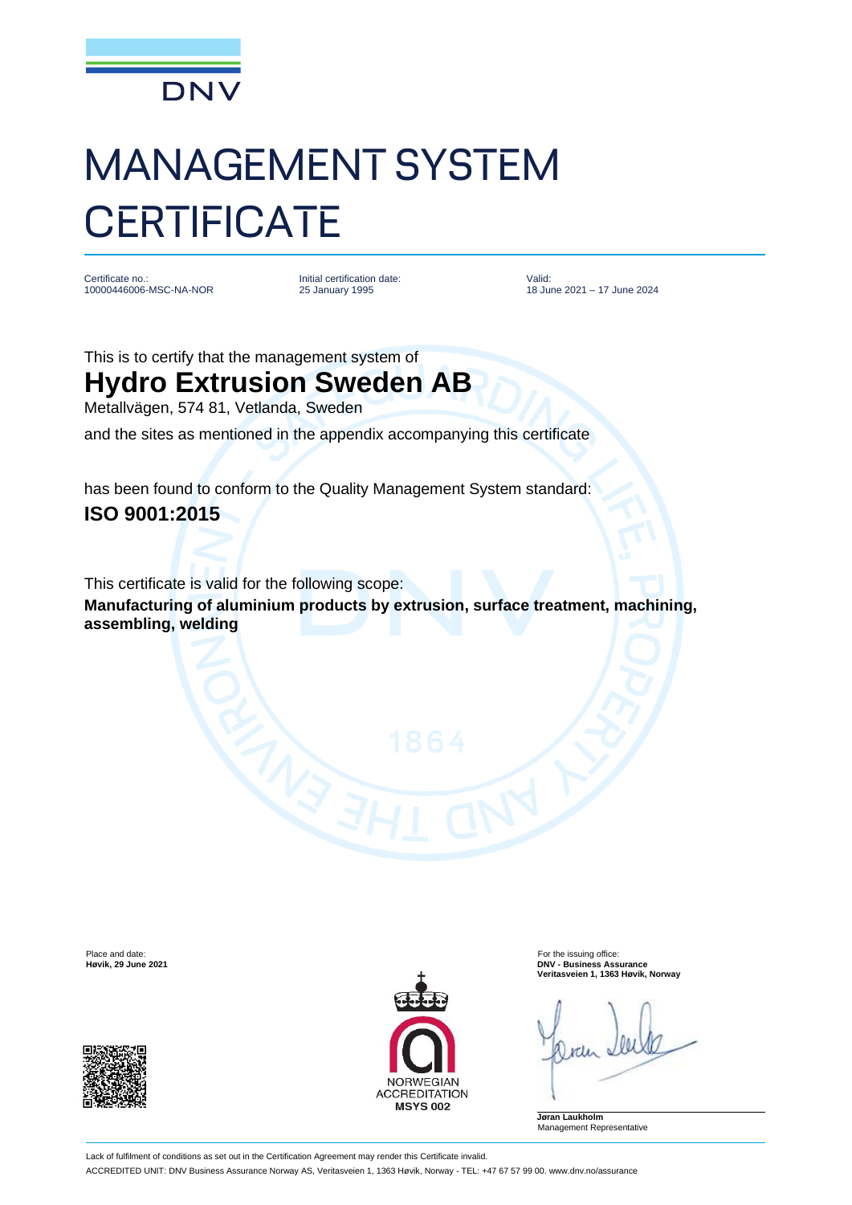DNV

# MANAGEMENT SYSTEM CERTIFICATE

Certificate no.:
10000446006-MSC-NA-NOR

Initial certification date:
25 January 1995

Valid:
18 June 2021 – 17 June 2024

This is to certify that the management system of

## Hydro Extrusion Sweden AB

Metallvägen, 574 81, Vetlanda, Sweden

and the sites as mentioned in the appendix accompanying this certificate

has been found to conform to the Quality Management System standard:

**ISO 9001:2015**

This certificate is valid for the following scope:

**Manufacturing of aluminium products by extrusion, surface treatment, machining, assembling, welding**

Place and date:
**Høvik, 29 June 2021**

NORWEGIAN ACCREDITATION
**MSYS 002**

For the issuing office:
**DNV - Business Assurance**
**Veritasveien 1, 1363 Høvik, Norway**

**Jøran Laukholm**
Management Representative

Lack of fulfilment of conditions as set out in the Certification Agreement may render this Certificate invalid.

ACCREDITED UNIT: DNV Business Assurance Norway AS, Veritasveien 1, 1363 Høvik, Norway - TEL: +47 67 57 99 00. www.dnv.no/assurance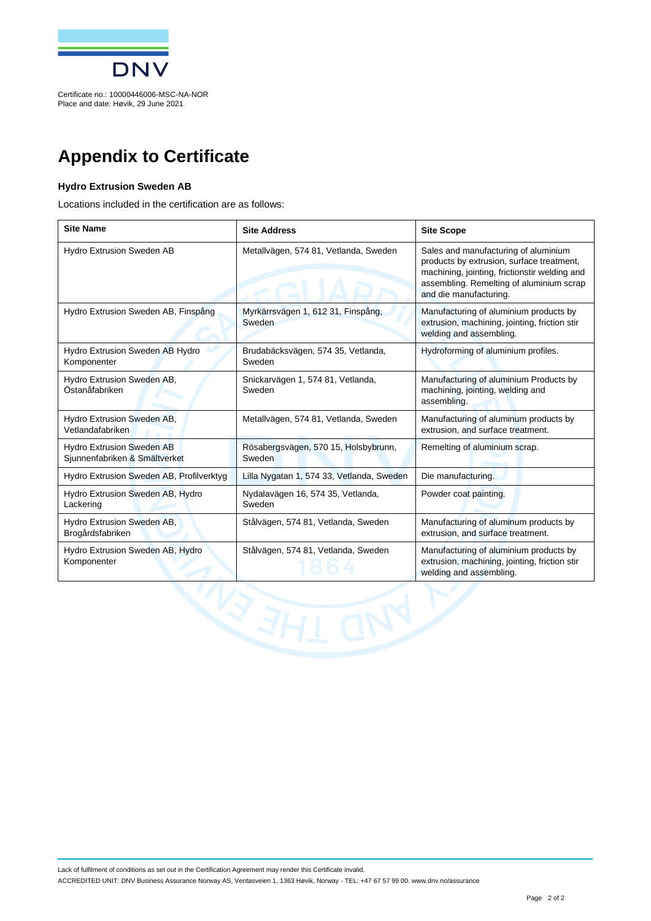Certificate no.: 10000446006-MSC-NA-NOR
Place and date: Høvik, 29 June 2021

# Appendix to Certificate

### Hydro Extrusion Sweden AB

Locations included in the certification are as follows:

| Site Name | Site Address | Site Scope |
|---|---|---|
| Hydro Extrusion Sweden AB | Metallvägen, 574 81, Vetlanda, Sweden | Sales and manufacturing of aluminium products by extrusion, surface treatment, machining, jointing, frictionstir welding and assembling. Remelting of aluminium scrap and die manufacturing. |
| Hydro Extrusion Sweden AB, Finspång | Myrkärrsvägen 1, 612 31, Finspång, Sweden | Manufacturing of aluminium products by extrusion, machining, jointing, friction stir welding and assembling. |
| Hydro Extrusion Sweden AB Hydro Komponenter | Brudabäcksvägen, 574 35, Vetlanda, Sweden | Hydroforming of aluminium profiles. |
| Hydro Extrusion Sweden AB, Östanåfabriken | Snickarvägen 1, 574 81, Vetlanda, Sweden | Manufacturing of aluminium Products by machining, jointing, welding and assembling. |
| Hydro Extrusion Sweden AB, Vetlandafabriken | Metallvägen, 574 81, Vetlanda, Sweden | Manufacturing of aluminum products by extrusion, and surface treatment. |
| Hydro Extrusion Sweden AB Sjunnenfabriken & Smältverket | Rösabergsvägen, 570 15, Holsbybrunn, Sweden | Remelting of aluminium scrap. |
| Hydro Extrusion Sweden AB, Profilverktyg | Lilla Nygatan 1, 574 33, Vetlanda, Sweden | Die manufacturing. |
| Hydro Extrusion Sweden AB, Hydro Lackering | Nydalavägen 16, 574 35, Vetlanda, Sweden | Powder coat painting. |
| Hydro Extrusion Sweden AB, Brogårdsfabriken | Stålvägen, 574 81, Vetlanda, Sweden | Manufacturing of aluminum products by extrusion, and surface treatment. |
| Hydro Extrusion Sweden AB, Hydro Komponenter | Stålvägen, 574 81, Vetlanda, Sweden | Manufacturing of aluminium products by extrusion, machining, jointing, friction stir welding and assembling. |

Lack of fulfilment of conditions as set out in the Certification Agreement may render this Certificate invalid.

ACCREDITED UNIT: DNV Business Assurance Norway AS, Veritasveien 1, 1363 Høvik, Norway - TEL: +47 67 57 99 00. www.dnv.no/assurance